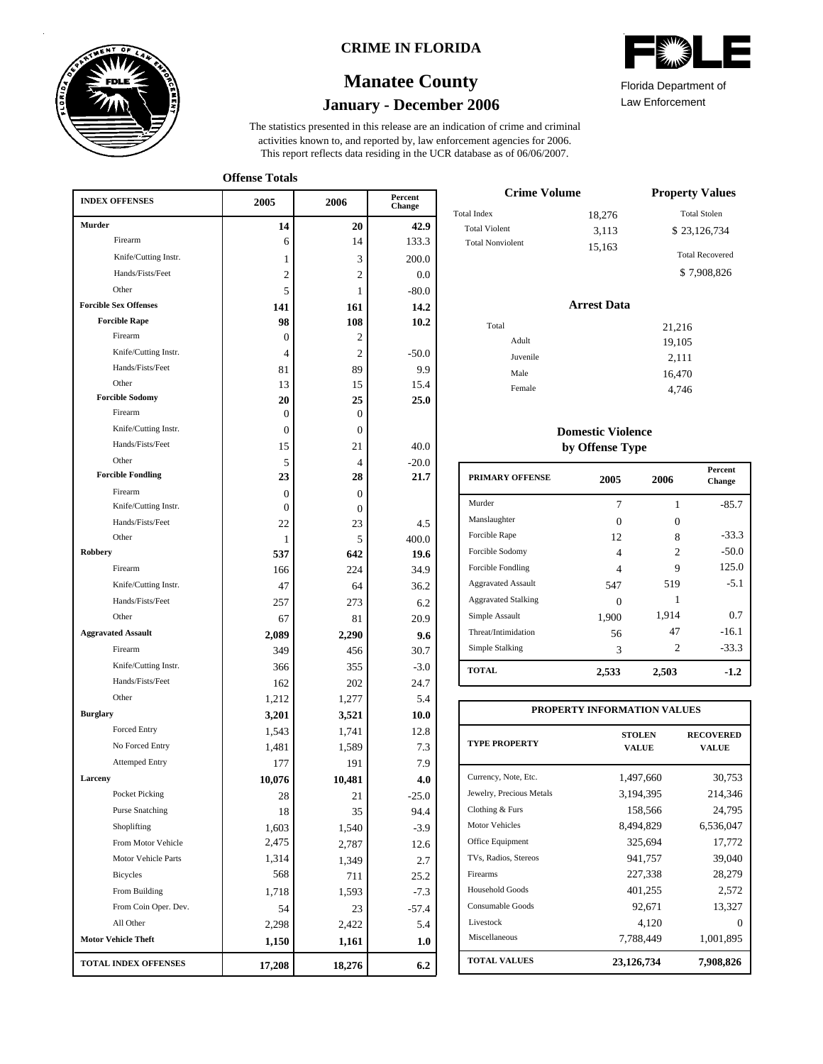# CRIME IN FLORIDA

## Manatee County

### January - December 2006

Florida Department of Law Enforcement

The statistics presented in this release are an indication of crime and criminal activities known to, and reported by, law enforcement agencies for 2006. This report reflects data residing in the UCR database as of 06/06/2007.

**Offense Totals**

| INDEX OFFENSES | 2005 | 2006 | Percent Change |
|---|---|---|---|
| **Murder** | **14** | **20** | **42.9** |
| Firearm | 6 | 14 | 133.3 |
| Knife/Cutting Instr. | 1 | 3 | 200.0 |
| Hands/Fists/Feet | 2 | 2 | 0.0 |
| Other | 5 | 1 | -80.0 |
| **Forcible Sex Offenses** | **141** | **161** | **14.2** |
| **Forcible Rape** | **98** | **108** | **10.2** |
| Firearm | 0 | 2 | |
| Knife/Cutting Instr. | 4 | 2 | -50.0 |
| Hands/Fists/Feet | 81 | 89 | 9.9 |
| Other | 13 | 15 | 15.4 |
| **Forcible Sodomy** | **20** | **25** | **25.0** |
| Firearm | 0 | 0 | |
| Knife/Cutting Instr. | 0 | 0 | |
| Hands/Fists/Feet | 15 | 21 | 40.0 |
| Other | 5 | 4 | -20.0 |
| **Forcible Fondling** | **23** | **28** | **21.7** |
| Firearm | 0 | 0 | |
| Knife/Cutting Instr. | 0 | 0 | |
| Hands/Fists/Feet | 22 | 23 | 4.5 |
| Other | 1 | 5 | 400.0 |
| **Robbery** | **537** | **642** | **19.6** |
| Firearm | 166 | 224 | 34.9 |
| Knife/Cutting Instr. | 47 | 64 | 36.2 |
| Hands/Fists/Feet | 257 | 273 | 6.2 |
| Other | 67 | 81 | 20.9 |
| **Aggravated Assault** | **2,089** | **2,290** | **9.6** |
| Firearm | 349 | 456 | 30.7 |
| Knife/Cutting Instr. | 366 | 355 | -3.0 |
| Hands/Fists/Feet | 162 | 202 | 24.7 |
| Other | 1,212 | 1,277 | 5.4 |
| **Burglary** | **3,201** | **3,521** | **10.0** |
| Forced Entry | 1,543 | 1,741 | 12.8 |
| No Forced Entry | 1,481 | 1,589 | 7.3 |
| Attemped Entry | 177 | 191 | 7.9 |
| **Larceny** | **10,076** | **10,481** | **4.0** |
| Pocket Picking | 28 | 21 | -25.0 |
| Purse Snatching | 18 | 35 | 94.4 |
| Shoplifting | 1,603 | 1,540 | -3.9 |
| From Motor Vehicle | 2,475 | 2,787 | 12.6 |
| Motor Vehicle Parts | 1,314 | 1,349 | 2.7 |
| Bicycles | 568 | 711 | 25.2 |
| From Building | 1,718 | 1,593 | -7.3 |
| From Coin Oper. Dev. | 54 | 23 | -57.4 |
| All Other | 2,298 | 2,422 | 5.4 |
| **Motor Vehicle Theft** | **1,150** | **1,161** | **1.0** |
| **TOTAL INDEX OFFENSES** | **17,208** | **18,276** | **6.2** |

**Crime Volume**

| | |
|---|---|
| Total Index | 18,276 |
| Total Violent | 3,113 |
| Total Nonviolent | 15,163 |

**Property Values**

| | |
|---|---|
| Total Stolen | $ 23,126,734 |
| Total Recovered | $ 7,908,826 |

**Arrest Data**

| | |
|---|---|
| Total | 21,216 |
| Adult | 19,105 |
| Juvenile | 2,111 |
| Male | 16,470 |
| Female | 4,746 |

**Domestic Violence by Offense Type**

| PRIMARY OFFENSE | 2005 | 2006 | Percent Change |
|---|---|---|---|
| Murder | 7 | 1 | -85.7 |
| Manslaughter | 0 | 0 | |
| Forcible Rape | 12 | 8 | -33.3 |
| Forcible Sodomy | 4 | 2 | -50.0 |
| Forcible Fondling | 4 | 9 | 125.0 |
| Aggravated Assault | 547 | 519 | -5.1 |
| Aggravated Stalking | 0 | 1 | |
| Simple Assault | 1,900 | 1,914 | 0.7 |
| Threat/Intimidation | 56 | 47 | -16.1 |
| Simple Stalking | 3 | 2 | -33.3 |
| **TOTAL** | **2,533** | **2,503** | **-1.2** |

**PROPERTY INFORMATION VALUES**

| TYPE PROPERTY | STOLEN VALUE | RECOVERED VALUE |
|---|---|---|
| Currency, Note, Etc. | 1,497,660 | 30,753 |
| Jewelry, Precious Metals | 3,194,395 | 214,346 |
| Clothing & Furs | 158,566 | 24,795 |
| Motor Vehicles | 8,494,829 | 6,536,047 |
| Office Equipment | 325,694 | 17,772 |
| TVs, Radios, Stereos | 941,757 | 39,040 |
| Firearms | 227,338 | 28,279 |
| Household Goods | 401,255 | 2,572 |
| Consumable Goods | 92,671 | 13,327 |
| Livestock | 4,120 | 0 |
| Miscellaneous | 7,788,449 | 1,001,895 |
| **TOTAL VALUES** | **23,126,734** | **7,908,826** |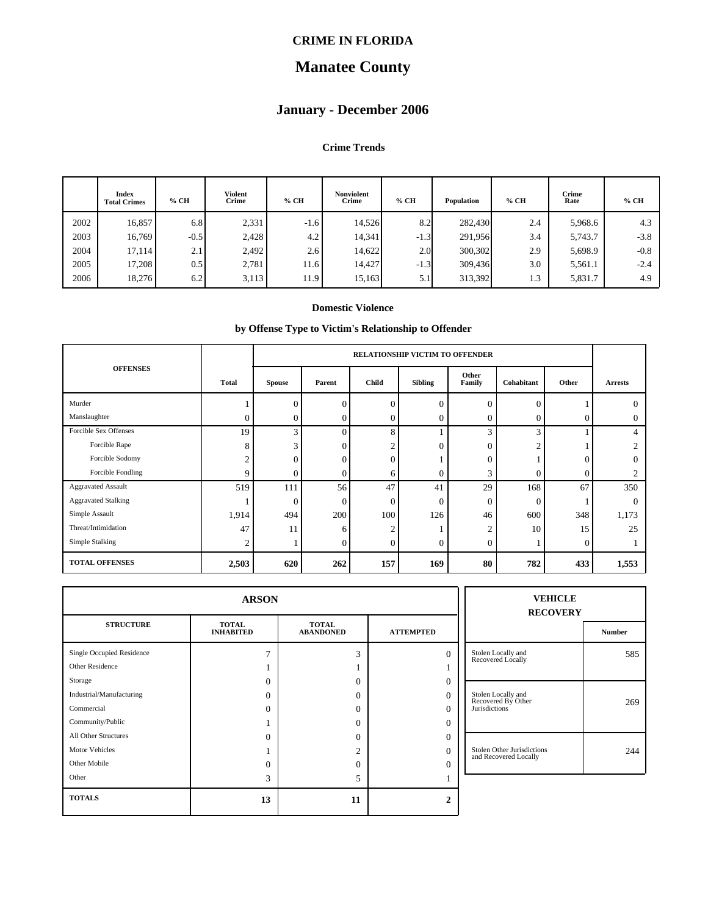**CRIME IN FLORIDA**

# Manatee County

## January - December 2006

### Crime Trends

| | Index Total Crimes | % CH | Violent Crime | % CH | Nonviolent Crime | % CH | Population | % CH | Crime Rate | % CH |
|---|---|---|---|---|---|---|---|---|---|---|
| 2002 | 16,857 | 6.8 | 2,331 | -1.6 | 14,526 | 8.2 | 282,430 | 2.4 | 5,968.6 | 4.3 |
| 2003 | 16,769 | -0.5 | 2,428 | 4.2 | 14,341 | -1.3 | 291,956 | 3.4 | 5,743.7 | -3.8 |
| 2004 | 17,114 | 2.1 | 2,492 | 2.6 | 14,622 | 2.0 | 300,302 | 2.9 | 5,698.9 | -0.8 |
| 2005 | 17,208 | 0.5 | 2,781 | 11.6 | 14,427 | -1.3 | 309,436 | 3.0 | 5,561.1 | -2.4 |
| 2006 | 18,276 | 6.2 | 3,113 | 11.9 | 15,163 | 5.1 | 313,392 | 1.3 | 5,831.7 | 4.9 |

### Domestic Violence

### by Offense Type to Victim's Relationship to Offender

| OFFENSES | Total | RELATIONSHIP VICTIM TO OFFENDER | | | | | | | Arrests |
|---|---|---|---|---|---|---|---|---|---|
| | | Spouse | Parent | Child | Sibling | Other Family | Cohabitant | Other | |
| Murder | 1 | 0 | 0 | 0 | 0 | 0 | 0 | 1 | 0 |
| Manslaughter | 0 | 0 | 0 | 0 | 0 | 0 | 0 | 0 | 0 |
| Forcible Sex Offenses | 19 | 3 | 0 | 8 | 1 | 3 | 3 | 1 | 4 |
| Forcible Rape | 8 | 3 | 0 | 2 | 0 | 0 | 2 | 1 | 2 |
| Forcible Sodomy | 2 | 0 | 0 | 0 | 1 | 0 | 1 | 0 | 0 |
| Forcible Fondling | 9 | 0 | 0 | 6 | 0 | 3 | 0 | 0 | 2 |
| Aggravated Assault | 519 | 111 | 56 | 47 | 41 | 29 | 168 | 67 | 350 |
| Aggravated Stalking | 1 | 0 | 0 | 0 | 0 | 0 | 0 | 1 | 0 |
| Simple Assault | 1,914 | 494 | 200 | 100 | 126 | 46 | 600 | 348 | 1,173 |
| Threat/Intimidation | 47 | 11 | 6 | 2 | 1 | 2 | 10 | 15 | 25 |
| Simple Stalking | 2 | 1 | 0 | 0 | 0 | 0 | 1 | 0 | 1 |
| **TOTAL OFFENSES** | **2,503** | **620** | **262** | **157** | **169** | **80** | **782** | **433** | **1,553** |

### ARSON

| STRUCTURE | TOTAL INHABITED | TOTAL ABANDONED | ATTEMPTED |
|---|---|---|---|
| Single Occupied Residence | 7 | 3 | 0 |
| Other Residence | 1 | 1 | 1 |
| Storage | 0 | 0 | 0 |
| Industrial/Manufacturing | 0 | 0 | 0 |
| Commercial | 0 | 0 | 0 |
| Community/Public | 1 | 0 | 0 |
| All Other Structures | 0 | 0 | 0 |
| Motor Vehicles | 1 | 2 | 0 |
| Other Mobile | 0 | 0 | 0 |
| Other | 3 | 5 | 1 |
| **TOTALS** | **13** | **11** | **2** |

### VEHICLE RECOVERY

| | Number |
|---|---|
| Stolen Locally and Recovered Locally | 585 |
| Stolen Locally and Recovered By Other Jurisdictions | 269 |
| Stolen Other Jurisdictions and Recovered Locally | 244 |